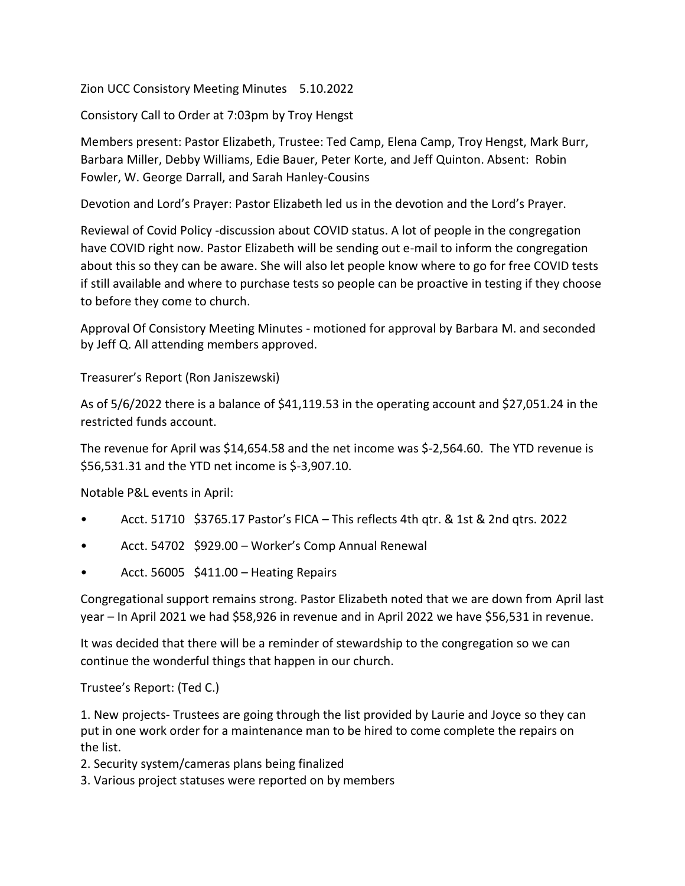Zion UCC Consistory Meeting Minutes 5.10.2022

Consistory Call to Order at 7:03pm by Troy Hengst

Members present: Pastor Elizabeth, Trustee: Ted Camp, Elena Camp, Troy Hengst, Mark Burr, Barbara Miller, Debby Williams, Edie Bauer, Peter Korte, and Jeff Quinton. Absent: Robin Fowler, W. George Darrall, and Sarah Hanley-Cousins

Devotion and Lord's Prayer: Pastor Elizabeth led us in the devotion and the Lord's Prayer.

Reviewal of Covid Policy -discussion about COVID status. A lot of people in the congregation have COVID right now. Pastor Elizabeth will be sending out e-mail to inform the congregation about this so they can be aware. She will also let people know where to go for free COVID tests if still available and where to purchase tests so people can be proactive in testing if they choose to before they come to church.

Approval Of Consistory Meeting Minutes - motioned for approval by Barbara M. and seconded by Jeff Q. All attending members approved.

Treasurer's Report (Ron Janiszewski)

As of 5/6/2022 there is a balance of $41,119.53 in the operating account and $27,051.24 in the restricted funds account.

The revenue for April was $14,654.58 and the net income was $-2,564.60. The YTD revenue is $56,531.31 and the YTD net income is $-3,907.10.

Notable P&L events in April:

- Acct. 51710 $3765.17 Pastor's FICA – This reflects 4th qtr. & 1st & 2nd qtrs. 2022
- Acct. 54702 $929.00 – Worker's Comp Annual Renewal
- Acct. 56005 $411.00 – Heating Repairs

Congregational support remains strong. Pastor Elizabeth noted that we are down from April last year – In April 2021 we had $58,926 in revenue and in April 2022 we have $56,531 in revenue.

It was decided that there will be a reminder of stewardship to the congregation so we can continue the wonderful things that happen in our church.

Trustee's Report: (Ted C.)

1. New projects- Trustees are going through the list provided by Laurie and Joyce so they can put in one work order for a maintenance man to be hired to come complete the repairs on the list.
2. Security system/cameras plans being finalized
3. Various project statuses were reported on by members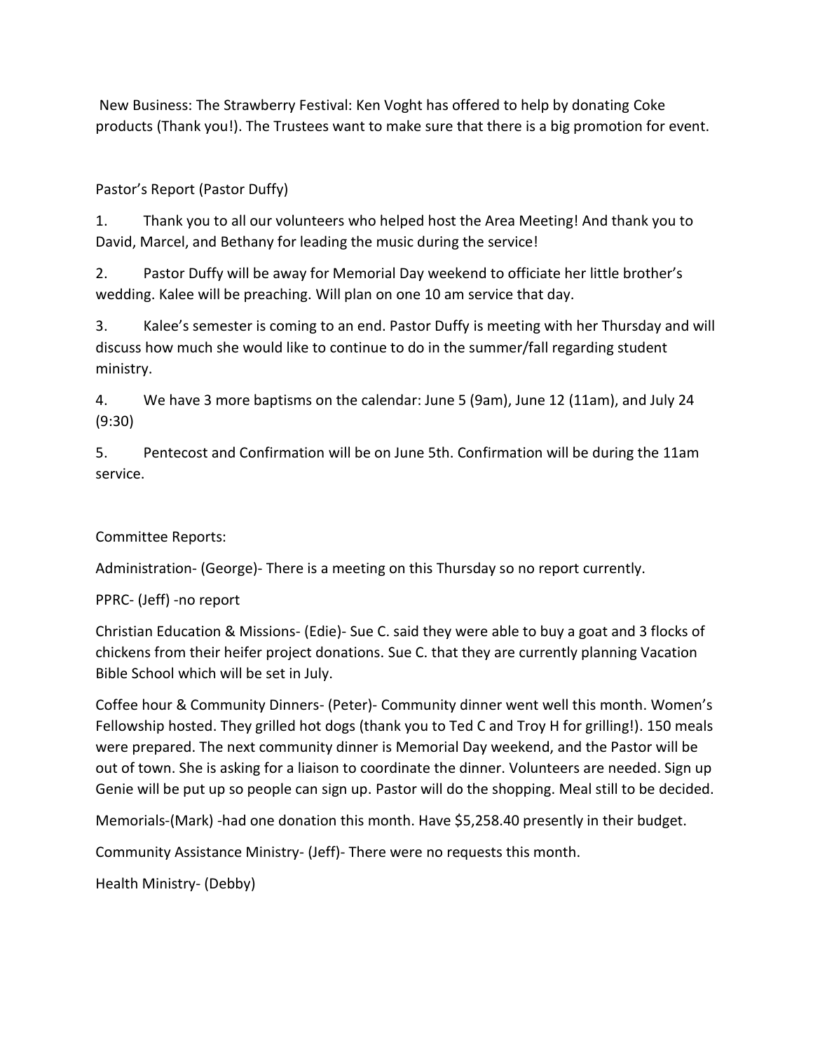New Business: The Strawberry Festival: Ken Voght has offered to help by donating Coke products (Thank you!). The Trustees want to make sure that there is a big promotion for event.

Pastor's Report (Pastor Duffy)

1. Thank you to all our volunteers who helped host the Area Meeting! And thank you to David, Marcel, and Bethany for leading the music during the service!
2. Pastor Duffy will be away for Memorial Day weekend to officiate her little brother's wedding. Kalee will be preaching. Will plan on one 10 am service that day.
3. Kalee's semester is coming to an end. Pastor Duffy is meeting with her Thursday and will discuss how much she would like to continue to do in the summer/fall regarding student ministry.
4. We have 3 more baptisms on the calendar: June 5 (9am), June 12 (11am), and July 24 (9:30)
5. Pentecost and Confirmation will be on June 5th. Confirmation will be during the 11am service.

Committee Reports:

Administration- (George)- There is a meeting on this Thursday so no report currently.

PPRC- (Jeff) -no report

Christian Education & Missions- (Edie)- Sue C. said they were able to buy a goat and 3 flocks of chickens from their heifer project donations. Sue C. that they are currently planning Vacation Bible School which will be set in July.

Coffee hour & Community Dinners- (Peter)- Community dinner went well this month. Women's Fellowship hosted. They grilled hot dogs (thank you to Ted C and Troy H for grilling!). 150 meals were prepared. The next community dinner is Memorial Day weekend, and the Pastor will be out of town. She is asking for a liaison to coordinate the dinner. Volunteers are needed. Sign up Genie will be put up so people can sign up. Pastor will do the shopping. Meal still to be decided.

Memorials-(Mark) -had one donation this month. Have $5,258.40 presently in their budget.

Community Assistance Ministry- (Jeff)- There were no requests this month.

Health Ministry- (Debby)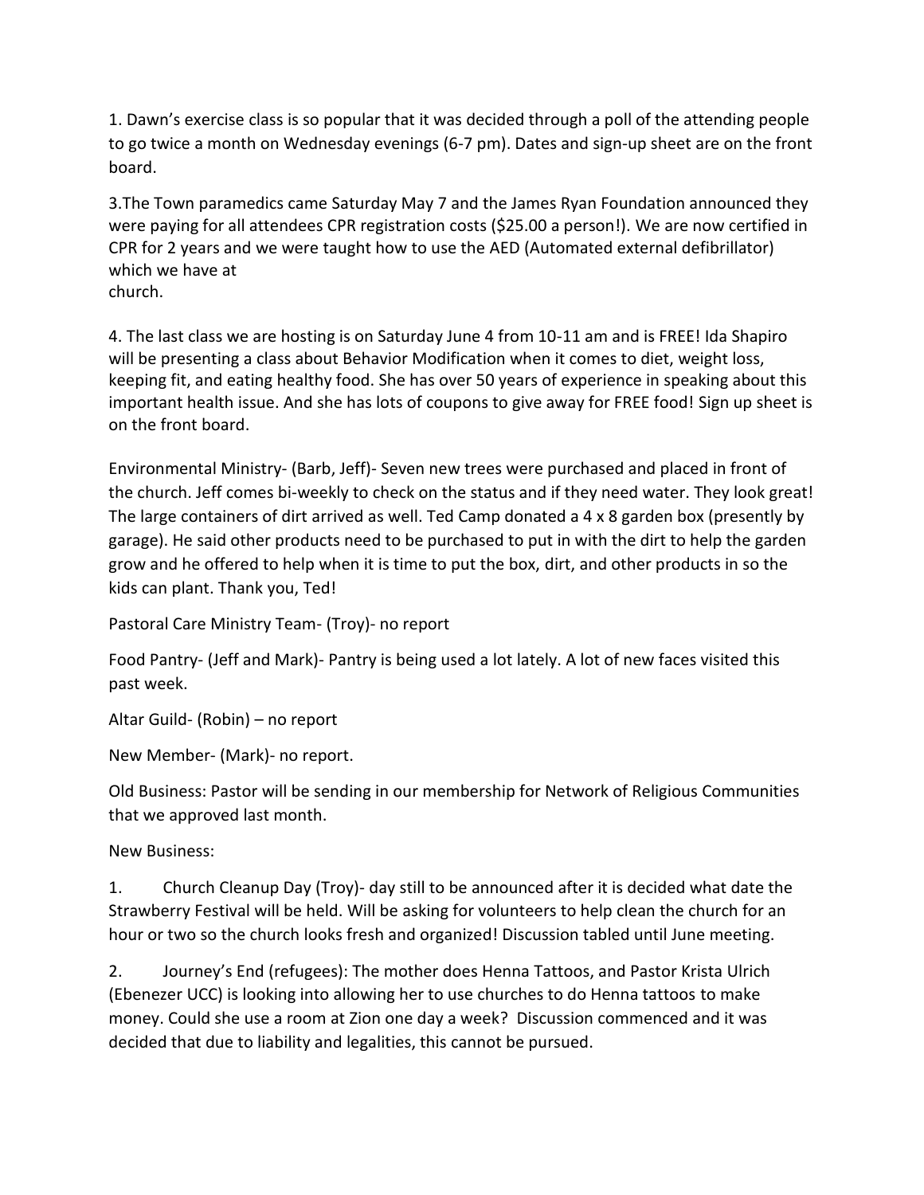1. Dawn's exercise class is so popular that it was decided through a poll of the attending people to go twice a month on Wednesday evenings (6-7 pm). Dates and sign-up sheet are on the front board.

3.The Town paramedics came Saturday May 7 and the James Ryan Foundation announced they were paying for all attendees CPR registration costs ($25.00 a person!). We are now certified in CPR for 2 years and we were taught how to use the AED (Automated external defibrillator) which we have at church.

4. The last class we are hosting is on Saturday June 4 from 10-11 am and is FREE! Ida Shapiro will be presenting a class about Behavior Modification when it comes to diet, weight loss, keeping fit, and eating healthy food. She has over 50 years of experience in speaking about this important health issue. And she has lots of coupons to give away for FREE food! Sign up sheet is on the front board.

Environmental Ministry- (Barb, Jeff)- Seven new trees were purchased and placed in front of the church. Jeff comes bi-weekly to check on the status and if they need water. They look great! The large containers of dirt arrived as well. Ted Camp donated a 4 x 8 garden box (presently by garage). He said other products need to be purchased to put in with the dirt to help the garden grow and he offered to help when it is time to put the box, dirt, and other products in so the kids can plant. Thank you, Ted!

Pastoral Care Ministry Team- (Troy)- no report

Food Pantry- (Jeff and Mark)- Pantry is being used a lot lately. A lot of new faces visited this past week.

Altar Guild- (Robin) – no report

New Member- (Mark)- no report.

Old Business: Pastor will be sending in our membership for Network of Religious Communities that we approved last month.

New Business:

1. Church Cleanup Day (Troy)- day still to be announced after it is decided what date the Strawberry Festival will be held. Will be asking for volunteers to help clean the church for an hour or two so the church looks fresh and organized! Discussion tabled until June meeting.

2. Journey's End (refugees): The mother does Henna Tattoos, and Pastor Krista Ulrich (Ebenezer UCC) is looking into allowing her to use churches to do Henna tattoos to make money. Could she use a room at Zion one day a week? Discussion commenced and it was decided that due to liability and legalities, this cannot be pursued.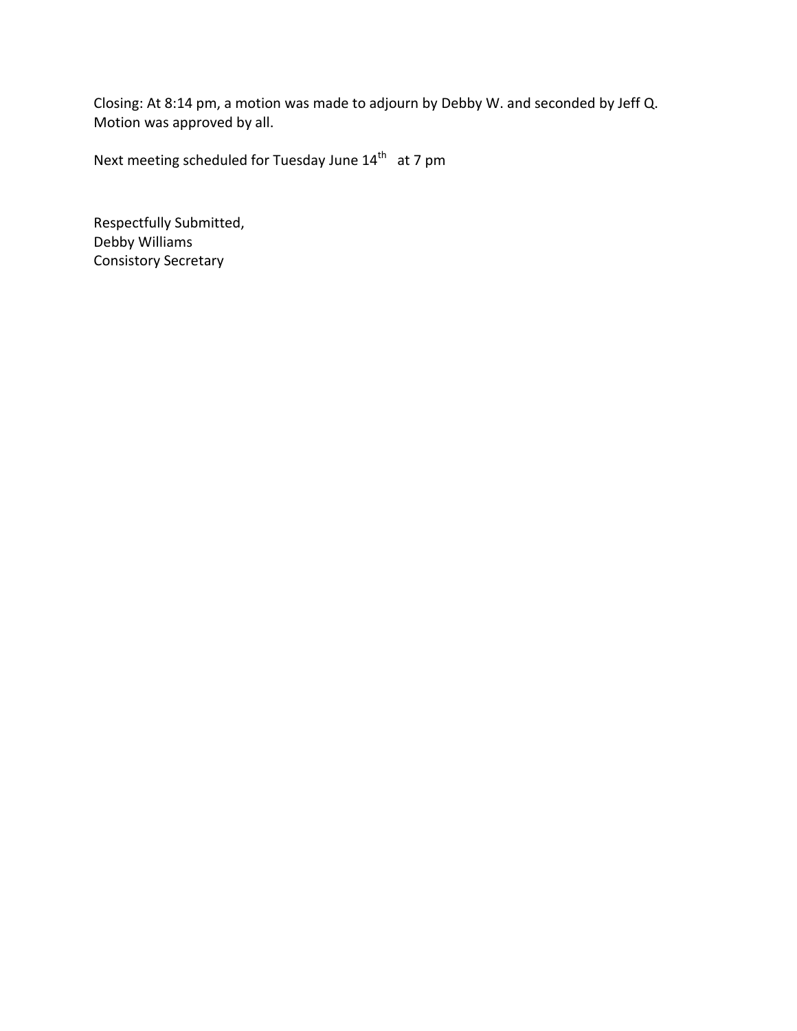Closing: At 8:14 pm, a motion was made to adjourn by Debby W. and seconded by Jeff Q. Motion was approved by all.

Next meeting scheduled for Tuesday June 14th at 7 pm

Respectfully Submitted,
Debby Williams
Consistory Secretary